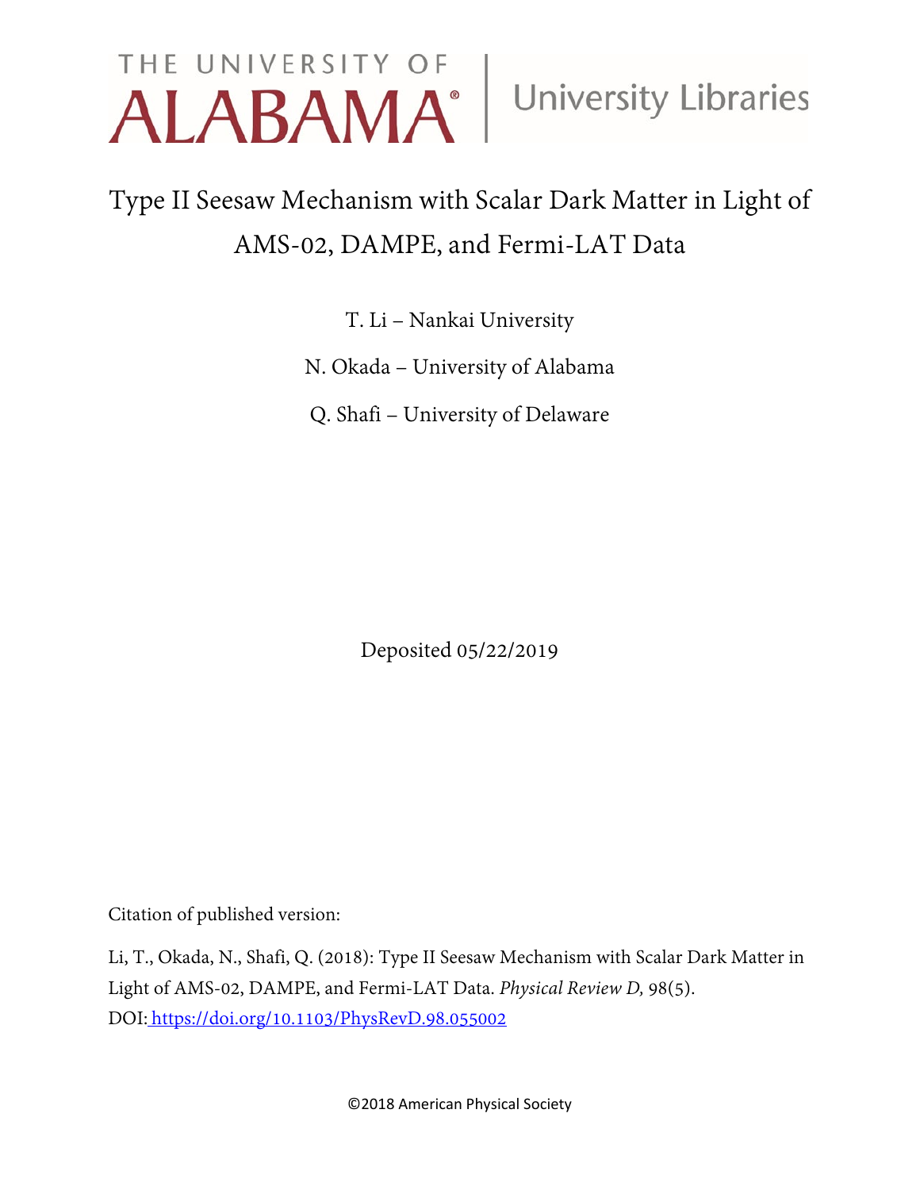THE UNIVERSITY OF ALABAMA | University Libraries

# Type II Seesaw Mechanism with Scalar Dark Matter in Light of AMS-02, DAMPE, and Fermi-LAT Data

T. Li – Nankai University

N. Okada – University of Alabama

Q. Shafi – University of Delaware

Deposited 05/22/2019

Citation of published version:

Li, T., Okada, N., Shafi, Q. (2018): Type II Seesaw Mechanism with Scalar Dark Matter in Light of AMS-02, DAMPE, and Fermi-LAT Data. *Physical Review D,* 98(5).
DOI: https://doi.org/10.1103/PhysRevD.98.055002

©2018 American Physical Society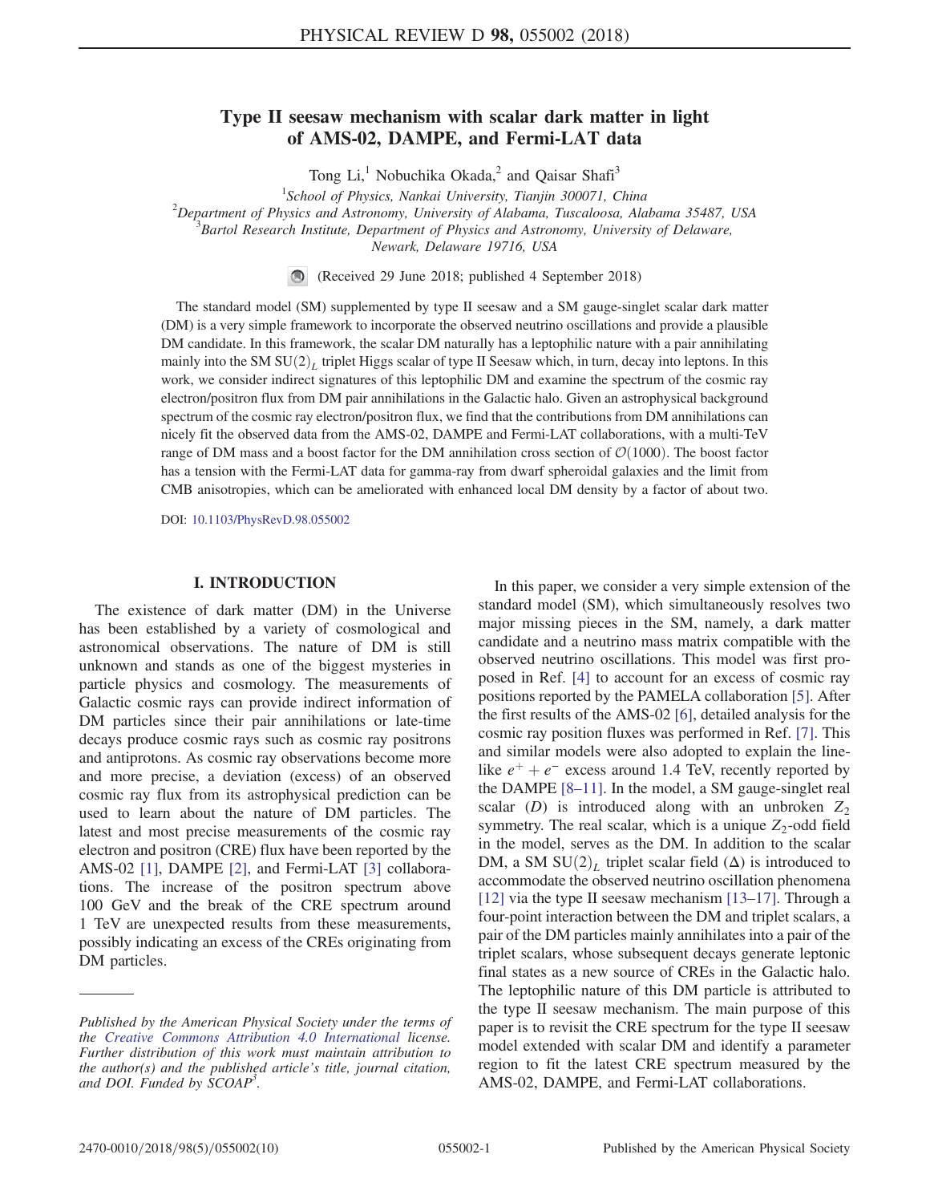# Type II seesaw mechanism with scalar dark matter in light of AMS-02, DAMPE, and Fermi-LAT data

Tong Li,[1] Nobuchika Okada,[2] and Qaisar Shafi[3]

[1]School of Physics, Nankai University, Tianjin 300071, China
[2]Department of Physics and Astronomy, University of Alabama, Tuscaloosa, Alabama 35487, USA
[3]Bartol Research Institute, Department of Physics and Astronomy, University of Delaware, Newark, Delaware 19716, USA

(Received 29 June 2018; published 4 September 2018)

The standard model (SM) supplemented by type II seesaw and a SM gauge-singlet scalar dark matter (DM) is a very simple framework to incorporate the observed neutrino oscillations and provide a plausible DM candidate. In this framework, the scalar DM naturally has a leptophilic nature with a pair annihilating mainly into the SM $SU(2)_L$ triplet Higgs scalar of type II Seesaw which, in turn, decay into leptons. In this work, we consider indirect signatures of this leptophilic DM and examine the spectrum of the cosmic ray electron/positron flux from DM pair annihilations in the Galactic halo. Given an astrophysical background spectrum of the cosmic ray electron/positron flux, we find that the contributions from DM annihilations can nicely fit the observed data from the AMS-02, DAMPE and Fermi-LAT collaborations, with a multi-TeV range of DM mass and a boost factor for the DM annihilation cross section of $\mathcal{O}(1000)$. The boost factor has a tension with the Fermi-LAT data for gamma-ray from dwarf spheroidal galaxies and the limit from CMB anisotropies, which can be ameliorated with enhanced local DM density by a factor of about two.

DOI: 10.1103/PhysRevD.98.055002

## I. INTRODUCTION

The existence of dark matter (DM) in the Universe has been established by a variety of cosmological and astronomical observations. The nature of DM is still unknown and stands as one of the biggest mysteries in particle physics and cosmology. The measurements of Galactic cosmic rays can provide indirect information of DM particles since their pair annihilations or late-time decays produce cosmic rays such as cosmic ray positrons and antiprotons. As cosmic ray observations become more and more precise, a deviation (excess) of an observed cosmic ray flux from its astrophysical prediction can be used to learn about the nature of DM particles. The latest and most precise measurements of the cosmic ray electron and positron (CRE) flux have been reported by the AMS-02 [1], DAMPE [2], and Fermi-LAT [3] collaborations. The increase of the positron spectrum above 100 GeV and the break of the CRE spectrum around 1 TeV are unexpected results from these measurements, possibly indicating an excess of the CREs originating from DM particles.

In this paper, we consider a very simple extension of the standard model (SM), which simultaneously resolves two major missing pieces in the SM, namely, a dark matter candidate and a neutrino mass matrix compatible with the observed neutrino oscillations. This model was first proposed in Ref. [4] to account for an excess of cosmic ray positions reported by the PAMELA collaboration [5]. After the first results of the AMS-02 [6], detailed analysis for the cosmic ray position fluxes was performed in Ref. [7]. This and similar models were also adopted to explain the line-like $e^+ + e^-$ excess around 1.4 TeV, recently reported by the DAMPE [8–11]. In the model, a SM gauge-singlet real scalar ($D$) is introduced along with an unbroken $Z_2$ symmetry. The real scalar, which is a unique $Z_2$-odd field in the model, serves as the DM. In addition to the scalar DM, a SM $SU(2)_L$ triplet scalar field ($\Delta$) is introduced to accommodate the observed neutrino oscillation phenomena [12] via the type II seesaw mechanism [13–17]. Through a four-point interaction between the DM and triplet scalars, a pair of the DM particles mainly annihilates into a pair of the triplet scalars, whose subsequent decays generate leptonic final states as a new source of CREs in the Galactic halo. The leptophilic nature of this DM particle is attributed to the type II seesaw mechanism. The main purpose of this paper is to revisit the CRE spectrum for the type II seesaw model extended with scalar DM and identify a parameter region to fit the latest CRE spectrum measured by the AMS-02, DAMPE, and Fermi-LAT collaborations.

*Published by the American Physical Society under the terms of the Creative Commons Attribution 4.0 International license. Further distribution of this work must maintain attribution to the author(s) and the published article's title, journal citation, and DOI. Funded by SCOAP[3].*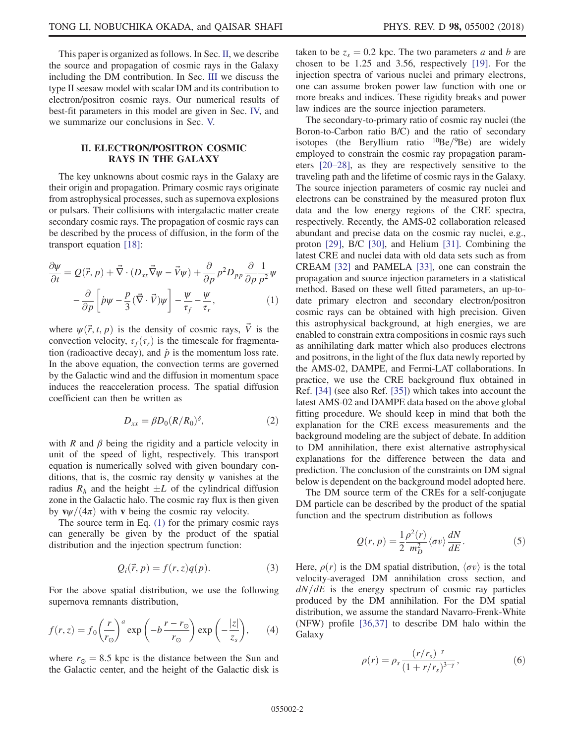This paper is organized as follows. In Sec. II, we describe the source and propagation of cosmic rays in the Galaxy including the DM contribution. In Sec. III we discuss the type II seesaw model with scalar DM and its contribution to electron/positron cosmic rays. Our numerical results of best-fit parameters in this model are given in Sec. IV, and we summarize our conclusions in Sec. V.

## II. ELECTRON/POSITRON COSMIC RAYS IN THE GALAXY

The key unknowns about cosmic rays in the Galaxy are their origin and propagation. Primary cosmic rays originate from astrophysical processes, such as supernova explosions or pulsars. Their collisions with intergalactic matter create secondary cosmic rays. The propagation of cosmic rays can be described by the process of diffusion, in the form of the transport equation [18]:

$$\frac{\partial \psi}{\partial t} = Q(\vec{r}, p) + \vec{\nabla} \cdot (D_{xx} \vec{\nabla} \psi - \vec{V} \psi) + \frac{\partial}{\partial p} p^2 D_{pp} \frac{\partial}{\partial p} \frac{1}{p^2} \psi - \frac{\partial}{\partial p} \left[ \dot{p} \psi - \frac{p}{3} (\vec{\nabla} \cdot \vec{V}) \psi \right] - \frac{\psi}{\tau_f} - \frac{\psi}{\tau_r}, \quad (1)$$

where $\psi(\vec{r}, t, p)$ is the density of cosmic rays, $\vec{V}$ is the convection velocity, $\tau_f(\tau_r)$ is the timescale for fragmentation (radioactive decay), and $\dot{p}$ is the momentum loss rate. In the above equation, the convection terms are governed by the Galactic wind and the diffusion in momentum space induces the reacceleration process. The spatial diffusion coefficient can then be written as

$$D_{xx} = \beta D_0 (R/R_0)^{\delta}, \quad (2)$$

with $R$ and $\beta$ being the rigidity and a particle velocity in unit of the speed of light, respectively. This transport equation is numerically solved with given boundary conditions, that is, the cosmic ray density $\psi$ vanishes at the radius $R_h$ and the height $\pm L$ of the cylindrical diffusion zone in the Galactic halo. The cosmic ray flux is then given by $\mathbf{v}\psi/(4\pi)$ with $\mathbf{v}$ being the cosmic ray velocity.

The source term in Eq. (1) for the primary cosmic rays can generally be given by the product of the spatial distribution and the injection spectrum function:

$$Q_i(\vec{r}, p) = f(r, z) q(p). \quad (3)$$

For the above spatial distribution, we use the following supernova remnants distribution,

$$f(r, z) = f_0 \left( \frac{r}{r_{\odot}} \right)^a \exp\left( -b \frac{r - r_{\odot}}{r_{\odot}} \right) \exp\left( -\frac{|z|}{z_s} \right), \quad (4)$$

where $r_{\odot} = 8.5$ kpc is the distance between the Sun and the Galactic center, and the height of the Galactic disk is taken to be $z_s = 0.2$ kpc. The two parameters $a$ and $b$ are chosen to be 1.25 and 3.56, respectively [19]. For the injection spectra of various nuclei and primary electrons, one can assume broken power law function with one or more breaks and indices. These rigidity breaks and power law indices are the source injection parameters.

The secondary-to-primary ratio of cosmic ray nuclei (the Boron-to-Carbon ratio B/C) and the ratio of secondary isotopes (the Beryllium ratio $^{10}$Be/$^{9}$Be) are widely employed to constrain the cosmic ray propagation parameters [20–28], as they are respectively sensitive to the traveling path and the lifetime of cosmic rays in the Galaxy. The source injection parameters of cosmic ray nuclei and electrons can be constrained by the measured proton flux data and the low energy regions of the CRE spectra, respectively. Recently, the AMS-02 collaboration released abundant and precise data on the cosmic ray nuclei, e.g., proton [29], B/C [30], and Helium [31]. Combining the latest CRE and nuclei data with old data sets such as from CREAM [32] and PAMELA [33], one can constrain the propagation and source injection parameters in a statistical method. Based on these well fitted parameters, an up-to-date primary electron and secondary electron/positron cosmic rays can be obtained with high precision. Given this astrophysical background, at high energies, we are enabled to constrain extra compositions in cosmic rays such as annihilating dark matter which also produces electrons and positrons, in the light of the flux data newly reported by the AMS-02, DAMPE, and Fermi-LAT collaborations. In practice, we use the CRE background flux obtained in Ref. [34] (see also Ref. [35]) which takes into account the latest AMS-02 and DAMPE data based on the above global fitting procedure. We should keep in mind that both the explanation for the CRE excess measurements and the background modeling are the subject of debate. In addition to DM annihilation, there exist alternative astrophysical explanations for the difference between the data and prediction. The conclusion of the constraints on DM signal below is dependent on the background model adopted here.

The DM source term of the CREs for a self-conjugate DM particle can be described by the product of the spatial function and the spectrum distribution as follows

$$Q(r, p) = \frac{1}{2} \frac{\rho^2(r)}{m_D^2} \langle \sigma v \rangle \frac{dN}{dE}. \quad (5)$$

Here, $\rho(r)$ is the DM spatial distribution, $\langle \sigma v \rangle$ is the total velocity-averaged DM annihilation cross section, and $dN/dE$ is the energy spectrum of cosmic ray particles produced by the DM annihilation. For the DM spatial distribution, we assume the standard Navarro-Frenk-White (NFW) profile [36,37] to describe DM halo within the Galaxy

$$\rho(r) = \rho_s \frac{(r/r_s)^{-\gamma}}{(1 + r/r_s)^{3-\gamma}}, \quad (6)$$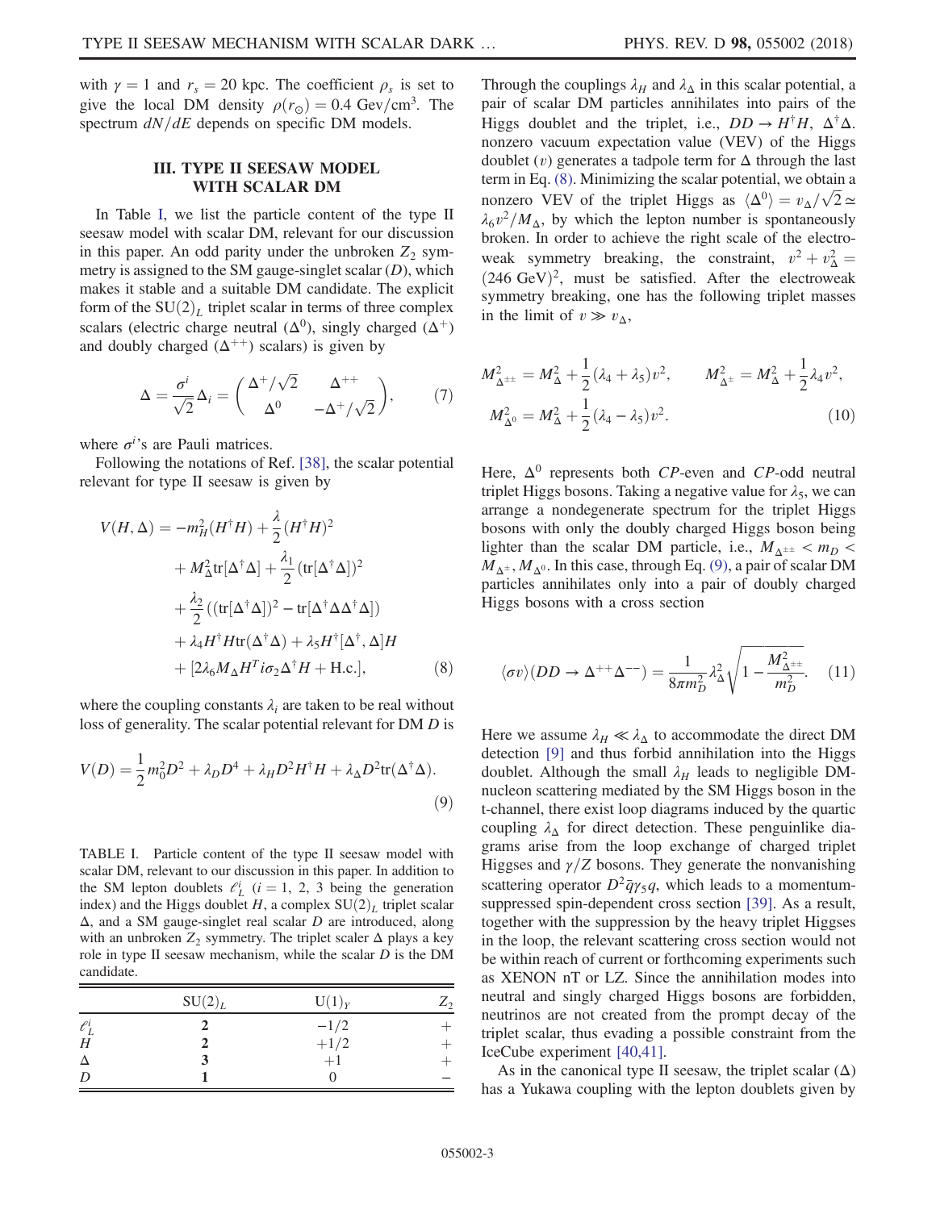with $\gamma = 1$ and $r_s = 20$ kpc. The coefficient $\rho_s$ is set to give the local DM density $\rho(r_\odot) = 0.4$ Gev/cm$^3$. The spectrum $dN/dE$ depends on specific DM models.

## III. TYPE II SEESAW MODEL WITH SCALAR DM

In Table I, we list the particle content of the type II seesaw model with scalar DM, relevant for our discussion in this paper. An odd parity under the unbroken $Z_2$ symmetry is assigned to the SM gauge-singlet scalar ($D$), which makes it stable and a suitable DM candidate. The explicit form of the $\mathrm{SU}(2)_L$ triplet scalar in terms of three complex scalars (electric charge neutral ($\Delta^0$), singly charged ($\Delta^+$) and doubly charged ($\Delta^{++}$) scalars) is given by

$$\Delta = \frac{\sigma^i}{\sqrt{2}}\Delta_i = \begin{pmatrix} \Delta^+/\sqrt{2} & \Delta^{++} \\ \Delta^0 & -\Delta^+/\sqrt{2} \end{pmatrix}, \tag{7}$$

where $\sigma^i$'s are Pauli matrices.

Following the notations of Ref. [38], the scalar potential relevant for type II seesaw is given by

$$\begin{aligned} V(H,\Delta) = & -m_H^2(H^\dagger H) + \frac{\lambda}{2}(H^\dagger H)^2 \\ & + M_\Delta^2 \mathrm{tr}[\Delta^\dagger\Delta] + \frac{\lambda_1}{2}(\mathrm{tr}[\Delta^\dagger\Delta])^2 \\ & + \frac{\lambda_2}{2}((\mathrm{tr}[\Delta^\dagger\Delta])^2 - \mathrm{tr}[\Delta^\dagger\Delta\Delta^\dagger\Delta]) \\ & + \lambda_4 H^\dagger H \mathrm{tr}(\Delta^\dagger\Delta) + \lambda_5 H^\dagger[\Delta^\dagger,\Delta]H \\ & + [2\lambda_6 M_\Delta H^T i\sigma_2 \Delta^\dagger H + \mathrm{H.c.}], \end{aligned} \tag{8}$$

where the coupling constants $\lambda_i$ are taken to be real without loss of generality. The scalar potential relevant for DM $D$ is

$$V(D) = \frac{1}{2}m_0^2 D^2 + \lambda_D D^4 + \lambda_H D^2 H^\dagger H + \lambda_\Delta D^2 \mathrm{tr}(\Delta^\dagger\Delta). \tag{9}$$

TABLE I. Particle content of the type II seesaw model with scalar DM, relevant to our discussion in this paper. In addition to the SM lepton doublets $\ell_L^i$ ($i = 1, 2, 3$ being the generation index) and the Higgs doublet $H$, a complex $\mathrm{SU}(2)_L$ triplet scalar $\Delta$, and a SM gauge-singlet real scalar $D$ are introduced, along with an unbroken $Z_2$ symmetry. The triplet scaler $\Delta$ plays a key role in type II seesaw mechanism, while the scalar $D$ is the DM candidate.

| | $\mathrm{SU}(2)_L$ | $\mathrm{U}(1)_Y$ | $Z_2$ |
|---|---|---|---|
| $\ell_L^i$ | **2** | $-1/2$ | $+$ |
| $H$ | **2** | $+1/2$ | $+$ |
| $\Delta$ | **3** | $+1$ | $+$ |
| $D$ | **1** | $0$ | $-$ |

Through the couplings $\lambda_H$ and $\lambda_\Delta$ in this scalar potential, a pair of scalar DM particles annihilates into pairs of the Higgs doublet and the triplet, i.e., $DD \to H^\dagger H$, $\Delta^\dagger\Delta$. nonzero vacuum expectation value (VEV) of the Higgs doublet ($v$) generates a tadpole term for $\Delta$ through the last term in Eq. (8). Minimizing the scalar potential, we obtain a nonzero VEV of the triplet Higgs as $\langle\Delta^0\rangle = v_\Delta/\sqrt{2} \simeq \lambda_6 v^2/M_\Delta$, by which the lepton number is spontaneously broken. In order to achieve the right scale of the electroweak symmetry breaking, the constraint, $v^2 + v_\Delta^2 = (246\ \mathrm{GeV})^2$, must be satisfied. After the electroweak symmetry breaking, one has the following triplet masses in the limit of $v \gg v_\Delta$,

$$\begin{aligned} M_{\Delta^{\pm\pm}}^2 &= M_\Delta^2 + \frac{1}{2}(\lambda_4 + \lambda_5)v^2, \qquad M_{\Delta^\pm}^2 = M_\Delta^2 + \frac{1}{2}\lambda_4 v^2, \\ M_{\Delta^0}^2 &= M_\Delta^2 + \frac{1}{2}(\lambda_4 - \lambda_5)v^2. \end{aligned} \tag{10}$$

Here, $\Delta^0$ represents both $CP$-even and $CP$-odd neutral triplet Higgs bosons. Taking a negative value for $\lambda_5$, we can arrange a nondegenerate spectrum for the triplet Higgs bosons with only the doubly charged Higgs boson being lighter than the scalar DM particle, i.e., $M_{\Delta^{\pm\pm}} < m_D < M_{\Delta^\pm}, M_{\Delta^0}$. In this case, through Eq. (9), a pair of scalar DM particles annihilates only into a pair of doubly charged Higgs bosons with a cross section

$$\langle\sigma v\rangle(DD \to \Delta^{++}\Delta^{--}) = \frac{1}{8\pi m_D^2}\lambda_\Delta^2\sqrt{1 - \frac{M_{\Delta^{\pm\pm}}^2}{m_D^2}}. \tag{11}$$

Here we assume $\lambda_H \ll \lambda_\Delta$ to accommodate the direct DM detection [9] and thus forbid annihilation into the Higgs doublet. Although the small $\lambda_H$ leads to negligible DM-nucleon scattering mediated by the SM Higgs boson in the t-channel, there exist loop diagrams induced by the quartic coupling $\lambda_\Delta$ for direct detection. These penguinlike diagrams arise from the loop exchange of charged triplet Higgses and $\gamma/Z$ bosons. They generate the nonvanishing scattering operator $D^2\bar{q}\gamma_5 q$, which leads to a momentum-suppressed spin-dependent cross section [39]. As a result, together with the suppression by the heavy triplet Higgses in the loop, the relevant scattering cross section would not be within reach of current or forthcoming experiments such as XENON nT or LZ. Since the annihilation modes into neutral and singly charged Higgs bosons are forbidden, neutrinos are not created from the prompt decay of the triplet scalar, thus evading a possible constraint from the IceCube experiment [40,41].

As in the canonical type II seesaw, the triplet scalar ($\Delta$) has a Yukawa coupling with the lepton doublets given by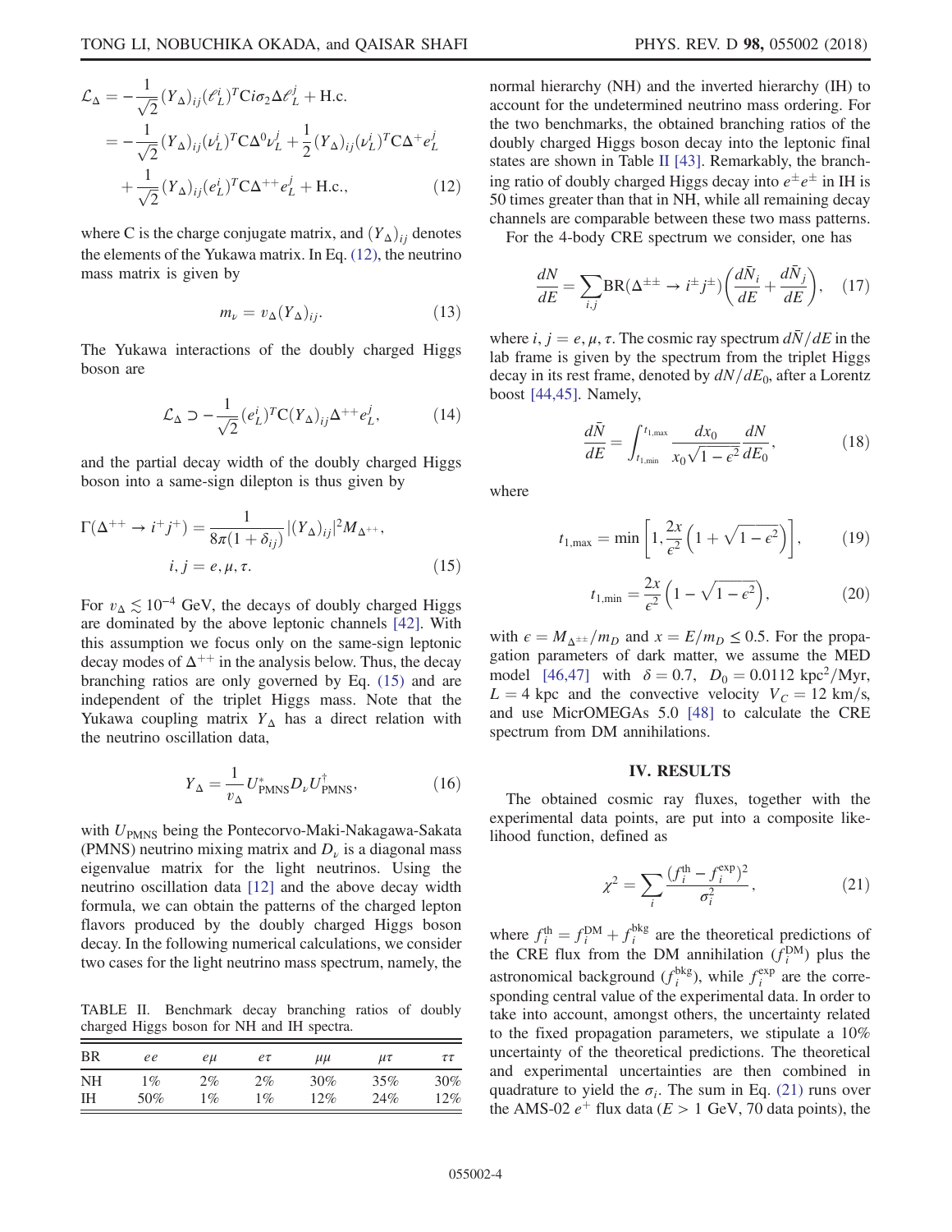$$
\begin{aligned}
\mathcal{L}_\Delta &= -\frac{1}{\sqrt{2}}(Y_\Delta)_{ij}(\ell_L^i)^T C i\sigma_2 \Delta \ell_L^j + \text{H.c.} \\
&= -\frac{1}{\sqrt{2}}(Y_\Delta)_{ij}(\nu_L^i)^T C \Delta^0 \nu_L^j + \frac{1}{2}(Y_\Delta)_{ij}(\nu_L^i)^T C \Delta^+ e_L^j \\
&\quad + \frac{1}{\sqrt{2}}(Y_\Delta)_{ij}(e_L^i)^T C \Delta^{++} e_L^j + \text{H.c.},
\end{aligned} \tag{12}
$$

where C is the charge conjugate matrix, and $(Y_\Delta)_{ij}$ denotes the elements of the Yukawa matrix. In Eq. (12), the neutrino mass matrix is given by

$$
m_\nu = v_\Delta (Y_\Delta)_{ij}. \tag{13}
$$

The Yukawa interactions of the doubly charged Higgs boson are

$$
\mathcal{L}_\Delta \supset -\frac{1}{\sqrt{2}}(e_L^i)^T C (Y_\Delta)_{ij} \Delta^{++} e_L^j, \tag{14}
$$

and the partial decay width of the doubly charged Higgs boson into a same-sign dilepton is thus given by

$$
\Gamma(\Delta^{++} \to i^+ j^+) = \frac{1}{8\pi(1+\delta_{ij})} |(Y_\Delta)_{ij}|^2 M_{\Delta^{++}}, \quad i,j = e, \mu, \tau. \tag{15}
$$

For $v_\Delta \lesssim 10^{-4}$ GeV, the decays of doubly charged Higgs are dominated by the above leptonic channels [42]. With this assumption we focus only on the same-sign leptonic decay modes of $\Delta^{++}$ in the analysis below. Thus, the decay branching ratios are only governed by Eq. (15) and are independent of the triplet Higgs mass. Note that the Yukawa coupling matrix $Y_\Delta$ has a direct relation with the neutrino oscillation data,

$$
Y_\Delta = \frac{1}{v_\Delta} U_{\text{PMNS}}^* D_\nu U_{\text{PMNS}}^\dagger, \tag{16}
$$

with $U_{\text{PMNS}}$ being the Pontecorvo-Maki-Nakagawa-Sakata (PMNS) neutrino mixing matrix and $D_\nu$ is a diagonal mass eigenvalue matrix for the light neutrinos. Using the neutrino oscillation data [12] and the above decay width formula, we can obtain the patterns of the charged lepton flavors produced by the doubly charged Higgs boson decay. In the following numerical calculations, we consider two cases for the light neutrino mass spectrum, namely, the normal hierarchy (NH) and the inverted hierarchy (IH) to account for the undetermined neutrino mass ordering. For the two benchmarks, the obtained branching ratios of the doubly charged Higgs boson decay into the leptonic final states are shown in Table II [43]. Remarkably, the branching ratio of doubly charged Higgs decay into $e^\pm e^\pm$ in IH is 50 times greater than that in NH, while all remaining decay channels are comparable between these two mass patterns.

TABLE II. Benchmark decay branching ratios of doubly charged Higgs boson for NH and IH spectra.

| BR | $ee$ | $e\mu$ | $e\tau$ | $\mu\mu$ | $\mu\tau$ | $\tau\tau$ |
|---|---|---|---|---|---|---|
| NH | 1% | 2% | 2% | 30% | 35% | 30% |
| IH | 50% | 1% | 1% | 12% | 24% | 12% |

For the 4-body CRE spectrum we consider, one has

$$
\frac{dN}{dE} = \sum_{i,j} \text{BR}(\Delta^{\pm\pm} \to i^\pm j^\pm) \left( \frac{d\bar{N}_i}{dE} + \frac{d\bar{N}_j}{dE} \right), \tag{17}
$$

where $i, j = e, \mu, \tau$. The cosmic ray spectrum $d\bar{N}/dE$ in the lab frame is given by the spectrum from the triplet Higgs decay in its rest frame, denoted by $dN/dE_0$, after a Lorentz boost [44,45]. Namely,

$$
\frac{d\bar{N}}{dE} = \int_{t_{1,\min}}^{t_{1,\max}} \frac{dx_0}{x_0\sqrt{1-\epsilon^2}} \frac{dN}{dE_0}, \tag{18}
$$

where

$$
t_{1,\max} = \min\left[1, \frac{2x}{\epsilon^2}\left(1+\sqrt{1-\epsilon^2}\right)\right], \tag{19}
$$

$$
t_{1,\min} = \frac{2x}{\epsilon^2}\left(1-\sqrt{1-\epsilon^2}\right), \tag{20}
$$

with $\epsilon = M_{\Delta^{\pm\pm}}/m_D$ and $x = E/m_D \leq 0.5$. For the propagation parameters of dark matter, we assume the MED model [46,47] with $\delta = 0.7$, $D_0 = 0.0112$ kpc$^2$/Myr, $L = 4$ kpc and the convective velocity $V_C = 12$ km/s, and use MicrOMEGAs 5.0 [48] to calculate the CRE spectrum from DM annihilations.

## IV. RESULTS

The obtained cosmic ray fluxes, together with the experimental data points, are put into a composite likelihood function, defined as

$$
\chi^2 = \sum_i \frac{(f_i^{\text{th}} - f_i^{\text{exp}})^2}{\sigma_i^2}, \tag{21}
$$

where $f_i^{\text{th}} = f_i^{\text{DM}} + f_i^{\text{bkg}}$ are the theoretical predictions of the CRE flux from the DM annihilation ($f_i^{\text{DM}}$) plus the astronomical background ($f_i^{\text{bkg}}$), while $f_i^{\text{exp}}$ are the corresponding central value of the experimental data. In order to take into account, amongst others, the uncertainty related to the fixed propagation parameters, we stipulate a 10% uncertainty of the theoretical predictions. The theoretical and experimental uncertainties are then combined in quadrature to yield the $\sigma_i$. The sum in Eq. (21) runs over the AMS-02 $e^+$ flux data ($E > 1$ GeV, 70 data points), the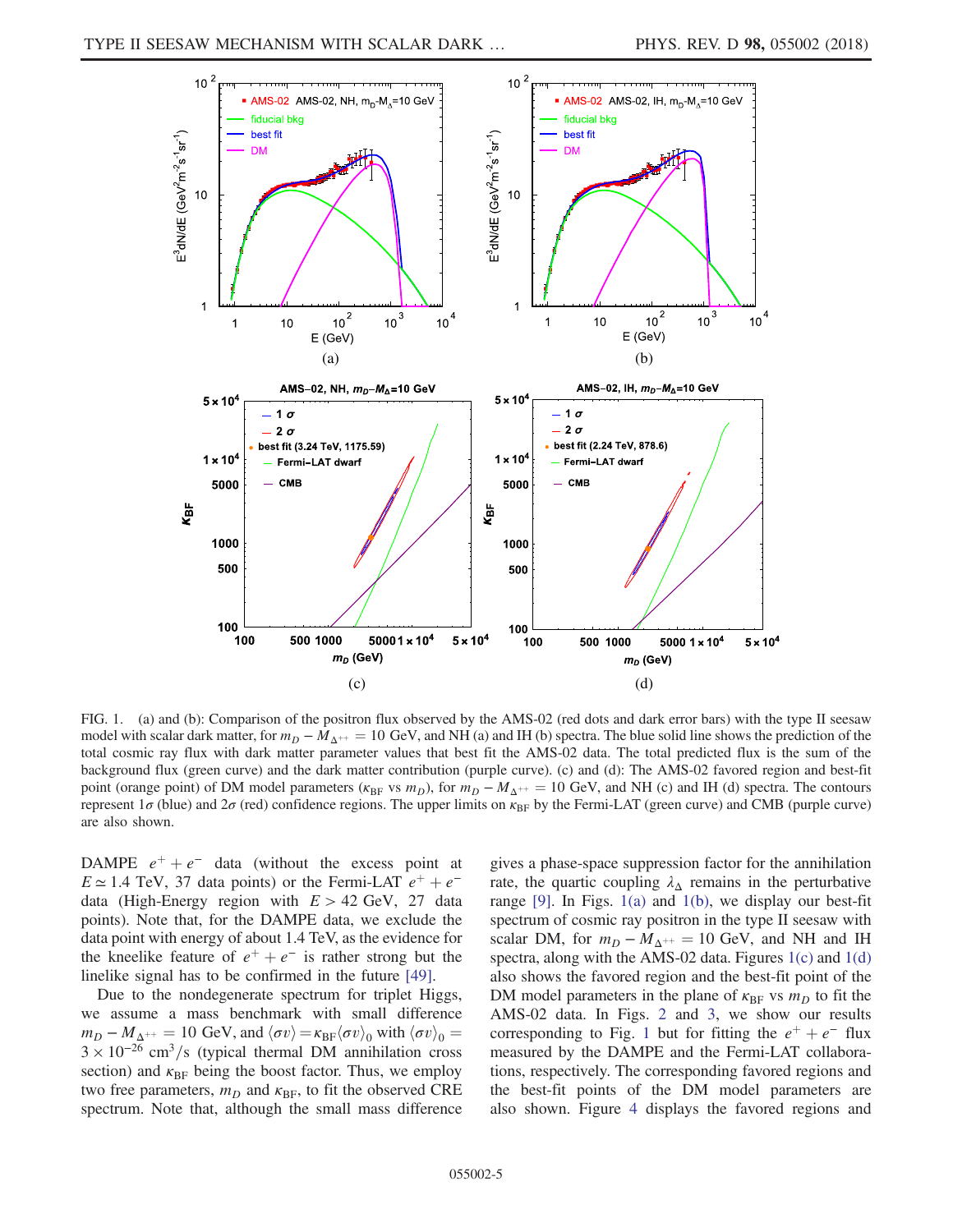FIG. 1. (a) and (b): Comparison of the positron flux observed by the AMS-02 (red dots and dark error bars) with the type II seesaw model with scalar dark matter, for $m_D - M_{\Delta^{++}} = 10$ GeV, and NH (a) and IH (b) spectra. The blue solid line shows the prediction of the total cosmic ray flux with dark matter parameter values that best fit the AMS-02 data. The total predicted flux is the sum of the background flux (green curve) and the dark matter contribution (purple curve). (c) and (d): The AMS-02 favored region and best-fit point (orange point) of DM model parameters ($\kappa_{\rm BF}$ vs $m_D$), for $m_D - M_{\Delta^{++}} = 10$ GeV, and NH (c) and IH (d) spectra. The contours represent $1\sigma$ (blue) and $2\sigma$ (red) confidence regions. The upper limits on $\kappa_{\rm BF}$ by the Fermi-LAT (green curve) and CMB (purple curve) are also shown.

DAMPE $e^+ + e^-$ data (without the excess point at $E \simeq 1.4$ TeV, 37 data points) or the Fermi-LAT $e^+ + e^-$ data (High-Energy region with $E > 42$ GeV, 27 data points). Note that, for the DAMPE data, we exclude the data point with energy of about 1.4 TeV, as the evidence for the kneelike feature of $e^+ + e^-$ is rather strong but the linelike signal has to be confirmed in the future [49].

Due to the nondegenerate spectrum for triplet Higgs, we assume a mass benchmark with small difference $m_D - M_{\Delta^{++}} = 10$ GeV, and $\langle \sigma v \rangle = \kappa_{\rm BF} \langle \sigma v \rangle_0$ with $\langle \sigma v \rangle_0 = 3 \times 10^{-26}$ cm$^3$/s (typical thermal DM annihilation cross section) and $\kappa_{\rm BF}$ being the boost factor. Thus, we employ two free parameters, $m_D$ and $\kappa_{\rm BF}$, to fit the observed CRE spectrum. Note that, although the small mass difference gives a phase-space suppression factor for the annihilation rate, the quartic coupling $\lambda_\Delta$ remains in the perturbative range [9]. In Figs. 1(a) and 1(b), we display our best-fit spectrum of cosmic ray positron in the type II seesaw with scalar DM, for $m_D - M_{\Delta^{++}} = 10$ GeV, and NH and IH spectra, along with the AMS-02 data. Figures 1(c) and 1(d) also shows the favored region and the best-fit point of the DM model parameters in the plane of $\kappa_{\rm BF}$ vs $m_D$ to fit the AMS-02 data. In Figs. 2 and 3, we show our results corresponding to Fig. 1 but for fitting the $e^+ + e^-$ flux measured by the DAMPE and the Fermi-LAT collaborations, respectively. The corresponding favored regions and the best-fit points of the DM model parameters are also shown. Figure 4 displays the favored regions and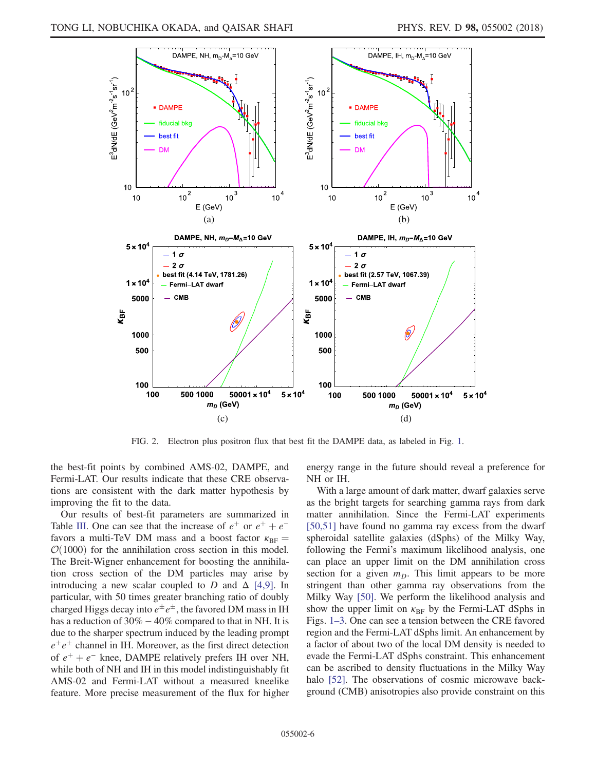FIG. 2. Electron plus positron flux that best fit the DAMPE data, as labeled in Fig. 1.

the best-fit points by combined AMS-02, DAMPE, and Fermi-LAT. Our results indicate that these CRE observations are consistent with the dark matter hypothesis by improving the fit to the data.

Our results of best-fit parameters are summarized in Table III. One can see that the increase of $e^+$ or $e^+ + e^-$ favors a multi-TeV DM mass and a boost factor $\kappa_{\rm BF} = \mathcal{O}(1000)$ for the annihilation cross section in this model. The Breit-Wigner enhancement for boosting the annihilation cross section of the DM particles may arise by introducing a new scalar coupled to $D$ and $\Delta$ [4,9]. In particular, with 50 times greater branching ratio of doubly charged Higgs decay into $e^\pm e^\pm$, the favored DM mass in IH has a reduction of $30\% - 40\%$ compared to that in NH. It is due to the sharper spectrum induced by the leading prompt $e^\pm e^\pm$ channel in IH. Moreover, as the first direct detection of $e^+ + e^-$ knee, DAMPE relatively prefers IH over NH, while both of NH and IH in this model indistinguishably fit AMS-02 and Fermi-LAT without a measured kneelike feature. More precise measurement of the flux for higher energy range in the future should reveal a preference for NH or IH.

With a large amount of dark matter, dwarf galaxies serve as the bright targets for searching gamma rays from dark matter annihilation. Since the Fermi-LAT experiments [50,51] have found no gamma ray excess from the dwarf spheroidal satellite galaxies (dSphs) of the Milky Way, following the Fermi's maximum likelihood analysis, one can place an upper limit on the DM annihilation cross section for a given $m_D$. This limit appears to be more stringent than other gamma ray observations from the Milky Way [50]. We perform the likelihood analysis and show the upper limit on $\kappa_{\rm BF}$ by the Fermi-LAT dSphs in Figs. 1–3. One can see a tension between the CRE favored region and the Fermi-LAT dSphs limit. An enhancement by a factor of about two of the local DM density is needed to evade the Fermi-LAT dSphs constraint. This enhancement can be ascribed to density fluctuations in the Milky Way halo [52]. The observations of cosmic microwave background (CMB) anisotropies also provide constraint on this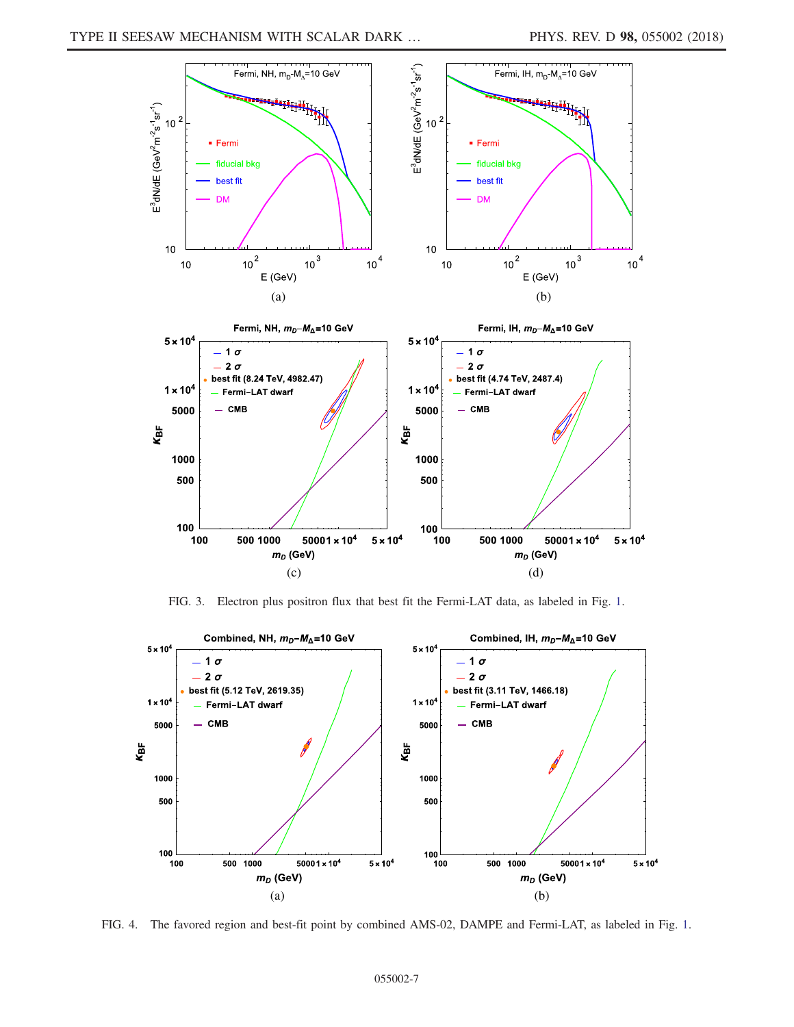FIG. 3. Electron plus positron flux that best fit the Fermi-LAT data, as labeled in Fig. 1.

FIG. 4. The favored region and best-fit point by combined AMS-02, DAMPE and Fermi-LAT, as labeled in Fig. 1.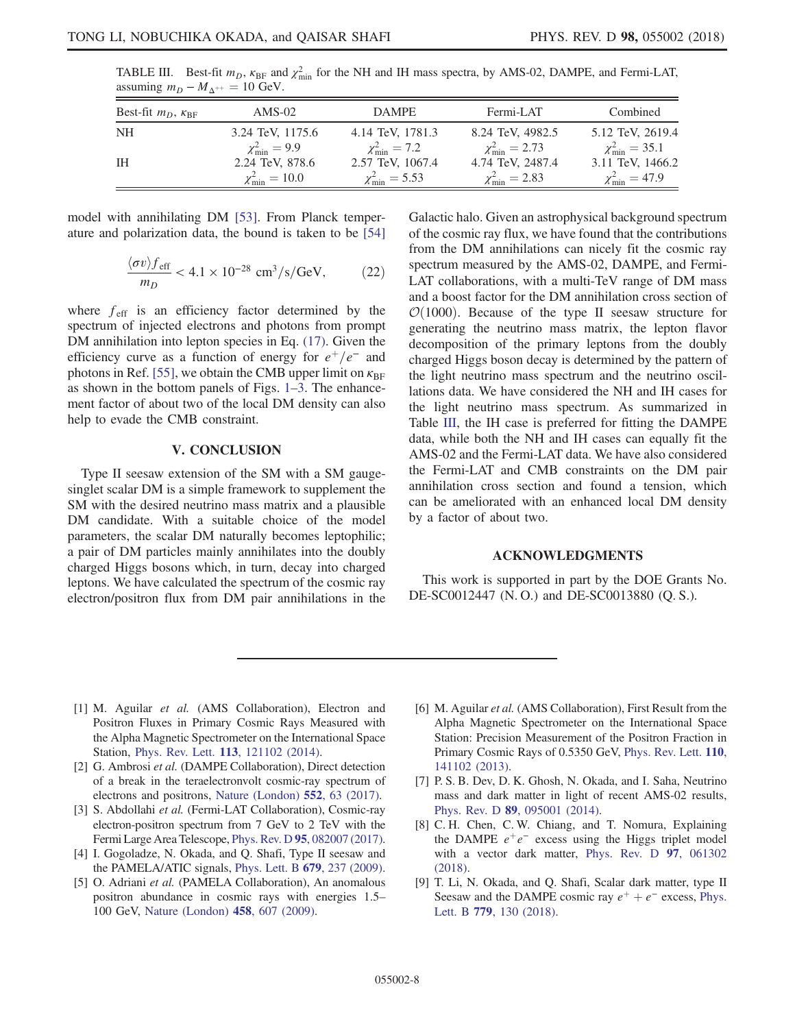TABLE III. Best-fit $m_D$, $\kappa_{\rm BF}$ and $\chi^2_{\rm min}$ for the NH and IH mass spectra, by AMS-02, DAMPE, and Fermi-LAT, assuming $m_D - M_{\Delta^{++}} = 10$ GeV.

| Best-fit $m_D$, $\kappa_{\rm BF}$ | AMS-02 | DAMPE | Fermi-LAT | Combined |
|---|---|---|---|---|
| NH | 3.24 TeV, 1175.6 $\chi^2_{\rm min} = 9.9$ | 4.14 TeV, 1781.3 $\chi^2_{\rm min} = 7.2$ | 8.24 TeV, 4982.5 $\chi^2_{\rm min} = 2.73$ | 5.12 TeV, 2619.4 $\chi^2_{\rm min} = 35.1$ |
| IH | 2.24 TeV, 878.6 $\chi^2_{\rm min} = 10.0$ | 2.57 TeV, 1067.4 $\chi^2_{\rm min} = 5.53$ | 4.74 TeV, 2487.4 $\chi^2_{\rm min} = 2.83$ | 3.11 TeV, 1466.2 $\chi^2_{\rm min} = 47.9$ |

model with annihilating DM [53]. From Planck temperature and polarization data, the bound is taken to be [54]

$$\frac{\langle \sigma v \rangle f_{\rm eff}}{m_D} < 4.1 \times 10^{-28}\ {\rm cm^3/s/GeV}, \qquad (22)$$

where $f_{\rm eff}$ is an efficiency factor determined by the spectrum of injected electrons and photons from prompt DM annihilation into lepton species in Eq. (17). Given the efficiency curve as a function of energy for $e^+/e^-$ and photons in Ref. [55], we obtain the CMB upper limit on $\kappa_{\rm BF}$ as shown in the bottom panels of Figs. 1–3. The enhancement factor of about two of the local DM density can also help to evade the CMB constraint.

## V. CONCLUSION

Type II seesaw extension of the SM with a SM gauge-singlet scalar DM is a simple framework to supplement the SM with the desired neutrino mass matrix and a plausible DM candidate. With a suitable choice of the model parameters, the scalar DM naturally becomes leptophilic; a pair of DM particles mainly annihilates into the doubly charged Higgs bosons which, in turn, decay into charged leptons. We have calculated the spectrum of the cosmic ray electron/positron flux from DM pair annihilations in the Galactic halo. Given an astrophysical background spectrum of the cosmic ray flux, we have found that the contributions from the DM annihilations can nicely fit the cosmic ray spectrum measured by the AMS-02, DAMPE, and Fermi-LAT collaborations, with a multi-TeV range of DM mass and a boost factor for the DM annihilation cross section of $\mathcal{O}(1000)$. Because of the type II seesaw structure for generating the neutrino mass matrix, the lepton flavor decomposition of the primary leptons from the doubly charged Higgs boson decay is determined by the pattern of the light neutrino mass spectrum and the neutrino oscillations data. We have considered the NH and IH cases for the light neutrino mass spectrum. As summarized in Table III, the IH case is preferred for fitting the DAMPE data, while both the NH and IH cases can equally fit the AMS-02 and the Fermi-LAT data. We have also considered the Fermi-LAT and CMB constraints on the DM pair annihilation cross section and found a tension, which can be ameliorated with an enhanced local DM density by a factor of about two.

## ACKNOWLEDGMENTS

This work is supported in part by the DOE Grants No. DE-SC0012447 (N. O.) and DE-SC0013880 (Q. S.).

---

[1] M. Aguilar *et al.* (AMS Collaboration), Electron and Positron Fluxes in Primary Cosmic Rays Measured with the Alpha Magnetic Spectrometer on the International Space Station, Phys. Rev. Lett. **113**, 121102 (2014).

[2] G. Ambrosi *et al.* (DAMPE Collaboration), Direct detection of a break in the teraelectronvolt cosmic-ray spectrum of electrons and positrons, Nature (London) **552**, 63 (2017).

[3] S. Abdollahi *et al.* (Fermi-LAT Collaboration), Cosmic-ray electron-positron spectrum from 7 GeV to 2 TeV with the Fermi Large Area Telescope, Phys. Rev. D **95**, 082007 (2017).

[4] I. Gogoladze, N. Okada, and Q. Shafi, Type II seesaw and the PAMELA/ATIC signals, Phys. Lett. B **679**, 237 (2009).

[5] O. Adriani *et al.* (PAMELA Collaboration), An anomalous positron abundance in cosmic rays with energies 1.5–100 GeV, Nature (London) **458**, 607 (2009).

[6] M. Aguilar *et al.* (AMS Collaboration), First Result from the Alpha Magnetic Spectrometer on the International Space Station: Precision Measurement of the Positron Fraction in Primary Cosmic Rays of 0.5350 GeV, Phys. Rev. Lett. **110**, 141102 (2013).

[7] P. S. B. Dev, D. K. Ghosh, N. Okada, and I. Saha, Neutrino mass and dark matter in light of recent AMS-02 results, Phys. Rev. D **89**, 095001 (2014).

[8] C. H. Chen, C. W. Chiang, and T. Nomura, Explaining the DAMPE $e^+e^-$ excess using the Higgs triplet model with a vector dark matter, Phys. Rev. D **97**, 061302 (2018).

[9] T. Li, N. Okada, and Q. Shafi, Scalar dark matter, type II Seesaw and the DAMPE cosmic ray $e^+ + e^-$ excess, Phys. Lett. B **779**, 130 (2018).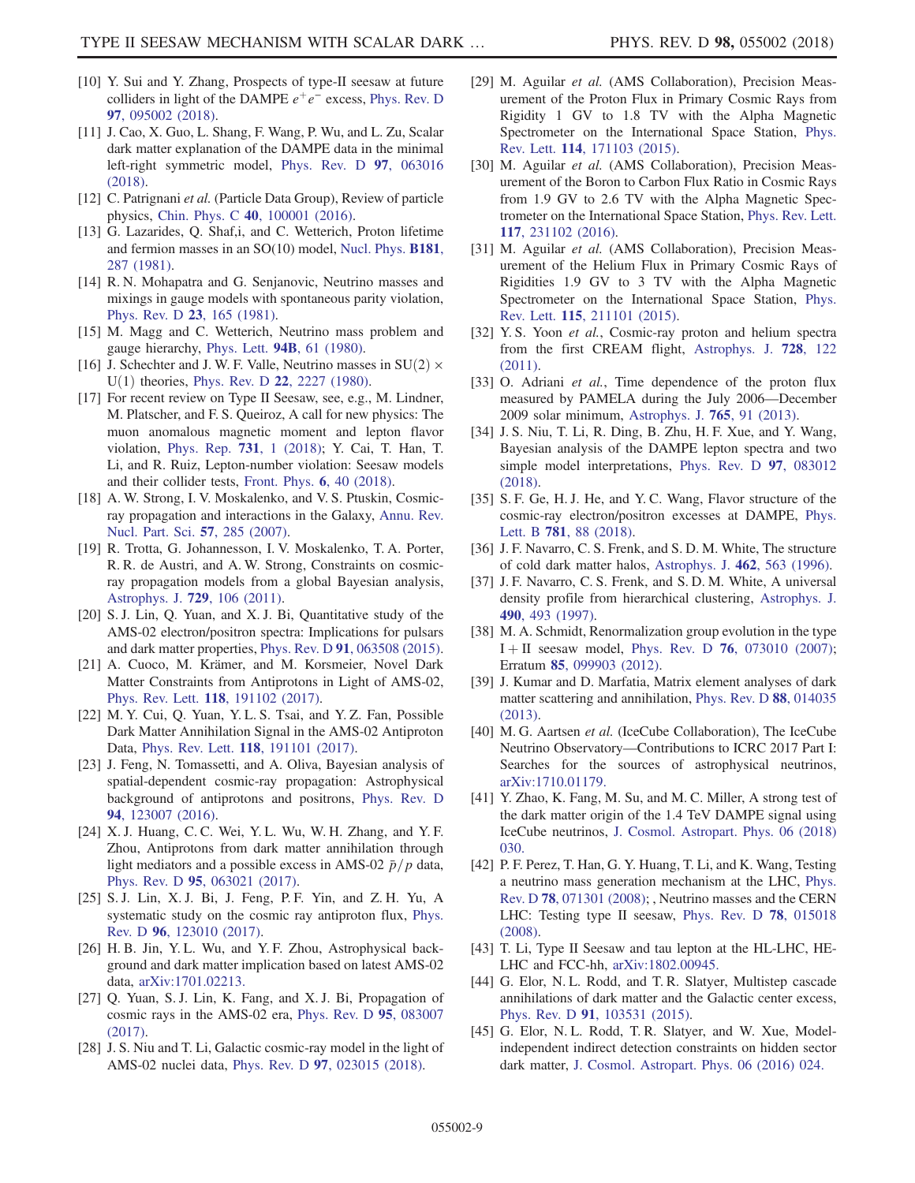[10] Y. Sui and Y. Zhang, Prospects of type-II seesaw at future colliders in light of the DAMPE $e^+e^-$ excess, Phys. Rev. D **97**, 095002 (2018).

[11] J. Cao, X. Guo, L. Shang, F. Wang, P. Wu, and L. Zu, Scalar dark matter explanation of the DAMPE data in the minimal left-right symmetric model, Phys. Rev. D **97**, 063016 (2018).

[12] C. Patrignani *et al.* (Particle Data Group), Review of particle physics, Chin. Phys. C **40**, 100001 (2016).

[13] G. Lazarides, Q. Shaf,i, and C. Wetterich, Proton lifetime and fermion masses in an SO(10) model, Nucl. Phys. **B181**, 287 (1981).

[14] R. N. Mohapatra and G. Senjanovic, Neutrino masses and mixings in gauge models with spontaneous parity violation, Phys. Rev. D **23**, 165 (1981).

[15] M. Magg and C. Wetterich, Neutrino mass problem and gauge hierarchy, Phys. Lett. **94B**, 61 (1980).

[16] J. Schechter and J. W. F. Valle, Neutrino masses in SU(2) × U(1) theories, Phys. Rev. D **22**, 2227 (1980).

[17] For recent review on Type II Seesaw, see, e.g., M. Lindner, M. Platscher, and F. S. Queiroz, A call for new physics: The muon anomalous magnetic moment and lepton flavor violation, Phys. Rep. **731**, 1 (2018); Y. Cai, T. Han, T. Li, and R. Ruiz, Lepton-number violation: Seesaw models and their collider tests, Front. Phys. **6**, 40 (2018).

[18] A. W. Strong, I. V. Moskalenko, and V. S. Ptuskin, Cosmic-ray propagation and interactions in the Galaxy, Annu. Rev. Nucl. Part. Sci. **57**, 285 (2007).

[19] R. Trotta, G. Johannesson, I. V. Moskalenko, T. A. Porter, R. R. de Austri, and A. W. Strong, Constraints on cosmic-ray propagation models from a global Bayesian analysis, Astrophys. J. **729**, 106 (2011).

[20] S. J. Lin, Q. Yuan, and X. J. Bi, Quantitative study of the AMS-02 electron/positron spectra: Implications for pulsars and dark matter properties, Phys. Rev. D **91**, 063508 (2015).

[21] A. Cuoco, M. Krämer, and M. Korsmeier, Novel Dark Matter Constraints from Antiprotons in Light of AMS-02, Phys. Rev. Lett. **118**, 191102 (2017).

[22] M. Y. Cui, Q. Yuan, Y. L. S. Tsai, and Y. Z. Fan, Possible Dark Matter Annihilation Signal in the AMS-02 Antiproton Data, Phys. Rev. Lett. **118**, 191101 (2017).

[23] J. Feng, N. Tomassetti, and A. Oliva, Bayesian analysis of spatial-dependent cosmic-ray propagation: Astrophysical background of antiprotons and positrons, Phys. Rev. D **94**, 123007 (2016).

[24] X. J. Huang, C. C. Wei, Y. L. Wu, W. H. Zhang, and Y. F. Zhou, Antiprotons from dark matter annihilation through light mediators and a possible excess in AMS-02 $\bar{p}/p$ data, Phys. Rev. D **95**, 063021 (2017).

[25] S. J. Lin, X. J. Bi, J. Feng, P. F. Yin, and Z. H. Yu, A systematic study on the cosmic ray antiproton flux, Phys. Rev. D **96**, 123010 (2017).

[26] H. B. Jin, Y. L. Wu, and Y. F. Zhou, Astrophysical background and dark matter implication based on latest AMS-02 data, arXiv:1701.02213.

[27] Q. Yuan, S. J. Lin, K. Fang, and X. J. Bi, Propagation of cosmic rays in the AMS-02 era, Phys. Rev. D **95**, 083007 (2017).

[28] J. S. Niu and T. Li, Galactic cosmic-ray model in the light of AMS-02 nuclei data, Phys. Rev. D **97**, 023015 (2018).

[29] M. Aguilar *et al.* (AMS Collaboration), Precision Measurement of the Proton Flux in Primary Cosmic Rays from Rigidity 1 GV to 1.8 TV with the Alpha Magnetic Spectrometer on the International Space Station, Phys. Rev. Lett. **114**, 171103 (2015).

[30] M. Aguilar *et al.* (AMS Collaboration), Precision Measurement of the Boron to Carbon Flux Ratio in Cosmic Rays from 1.9 GV to 2.6 TV with the Alpha Magnetic Spectrometer on the International Space Station, Phys. Rev. Lett. **117**, 231102 (2016).

[31] M. Aguilar *et al.* (AMS Collaboration), Precision Measurement of the Helium Flux in Primary Cosmic Rays of Rigidities 1.9 GV to 3 TV with the Alpha Magnetic Spectrometer on the International Space Station, Phys. Rev. Lett. **115**, 211101 (2015).

[32] Y. S. Yoon *et al.*, Cosmic-ray proton and helium spectra from the first CREAM flight, Astrophys. J. **728**, 122 (2011).

[33] O. Adriani *et al.*, Time dependence of the proton flux measured by PAMELA during the July 2006—December 2009 solar minimum, Astrophys. J. **765**, 91 (2013).

[34] J. S. Niu, T. Li, R. Ding, B. Zhu, H. F. Xue, and Y. Wang, Bayesian analysis of the DAMPE lepton spectra and two simple model interpretations, Phys. Rev. D **97**, 083012 (2018).

[35] S. F. Ge, H. J. He, and Y. C. Wang, Flavor structure of the cosmic-ray electron/positron excesses at DAMPE, Phys. Lett. B **781**, 88 (2018).

[36] J. F. Navarro, C. S. Frenk, and S. D. M. White, The structure of cold dark matter halos, Astrophys. J. **462**, 563 (1996).

[37] J. F. Navarro, C. S. Frenk, and S. D. M. White, A universal density profile from hierarchical clustering, Astrophys. J. **490**, 493 (1997).

[38] M. A. Schmidt, Renormalization group evolution in the type I + II seesaw model, Phys. Rev. D **76**, 073010 (2007); Erratum **85**, 099903 (2012).

[39] J. Kumar and D. Marfatia, Matrix element analyses of dark matter scattering and annihilation, Phys. Rev. D **88**, 014035 (2013).

[40] M. G. Aartsen *et al.* (IceCube Collaboration), The IceCube Neutrino Observatory—Contributions to ICRC 2017 Part I: Searches for the sources of astrophysical neutrinos, arXiv:1710.01179.

[41] Y. Zhao, K. Fang, M. Su, and M. C. Miller, A strong test of the dark matter origin of the 1.4 TeV DAMPE signal using IceCube neutrinos, J. Cosmol. Astropart. Phys. 06 (2018) 030.

[42] P. F. Perez, T. Han, G. Y. Huang, T. Li, and K. Wang, Testing a neutrino mass generation mechanism at the LHC, Phys. Rev. D **78**, 071301 (2008); , Neutrino masses and the CERN LHC: Testing type II seesaw, Phys. Rev. D **78**, 015018 (2008).

[43] T. Li, Type II Seesaw and tau lepton at the HL-LHC, HE-LHC and FCC-hh, arXiv:1802.00945.

[44] G. Elor, N. L. Rodd, and T. R. Slatyer, Multistep cascade annihilations of dark matter and the Galactic center excess, Phys. Rev. D **91**, 103531 (2015).

[45] G. Elor, N. L. Rodd, T. R. Slatyer, and W. Xue, Model-independent indirect detection constraints on hidden sector dark matter, J. Cosmol. Astropart. Phys. 06 (2016) 024.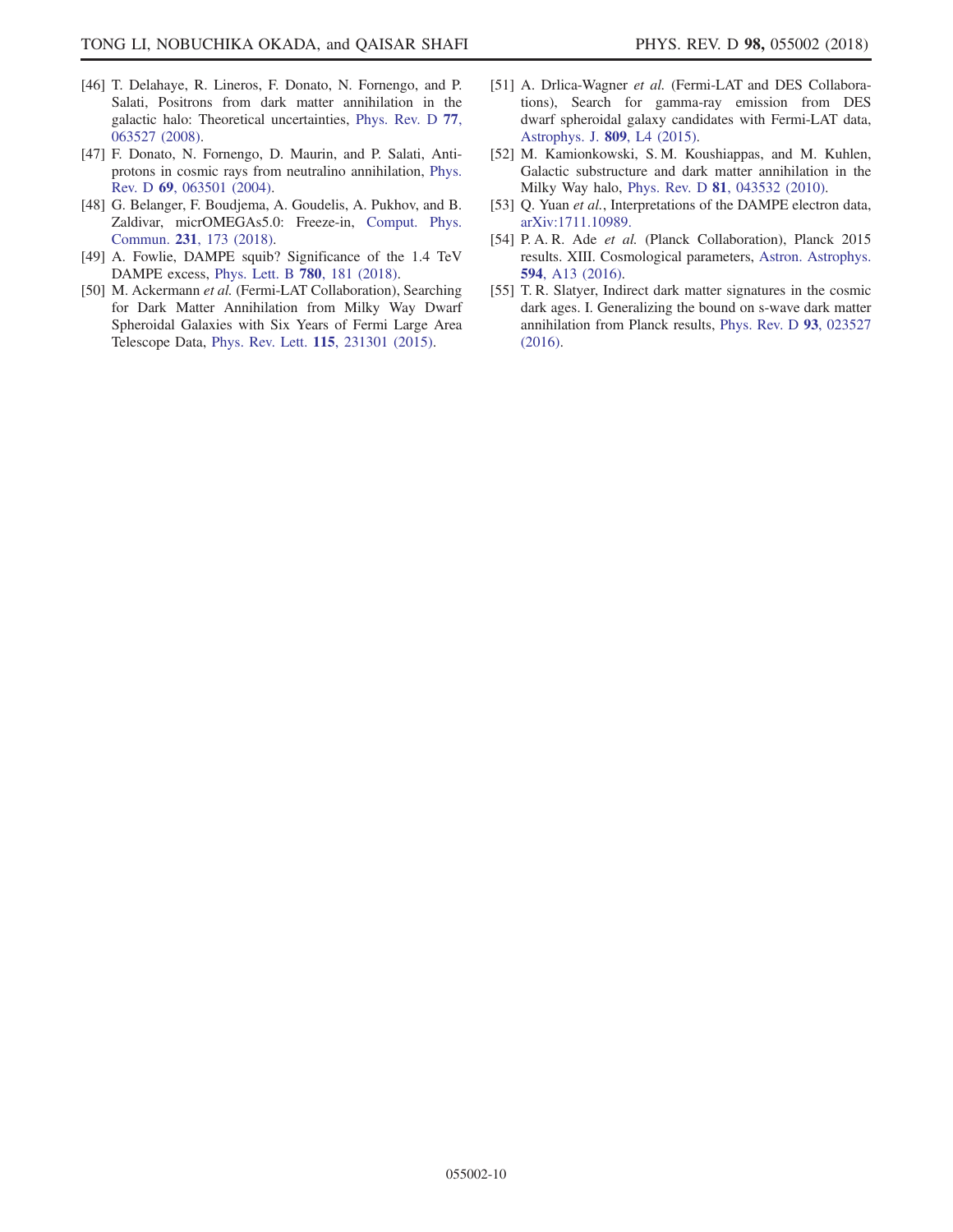[46] T. Delahaye, R. Lineros, F. Donato, N. Fornengo, and P. Salati, Positrons from dark matter annihilation in the galactic halo: Theoretical uncertainties, Phys. Rev. D **77**, 063527 (2008).

[47] F. Donato, N. Fornengo, D. Maurin, and P. Salati, Antiprotons in cosmic rays from neutralino annihilation, Phys. Rev. D **69**, 063501 (2004).

[48] G. Belanger, F. Boudjema, A. Goudelis, A. Pukhov, and B. Zaldivar, micrOMEGAs5.0: Freeze-in, Comput. Phys. Commun. **231**, 173 (2018).

[49] A. Fowlie, DAMPE squib? Significance of the 1.4 TeV DAMPE excess, Phys. Lett. B **780**, 181 (2018).

[50] M. Ackermann *et al.* (Fermi-LAT Collaboration), Searching for Dark Matter Annihilation from Milky Way Dwarf Spheroidal Galaxies with Six Years of Fermi Large Area Telescope Data, Phys. Rev. Lett. **115**, 231301 (2015).

[51] A. Drlica-Wagner *et al.* (Fermi-LAT and DES Collaborations), Search for gamma-ray emission from DES dwarf spheroidal galaxy candidates with Fermi-LAT data, Astrophys. J. **809**, L4 (2015).

[52] M. Kamionkowski, S. M. Koushiappas, and M. Kuhlen, Galactic substructure and dark matter annihilation in the Milky Way halo, Phys. Rev. D **81**, 043532 (2010).

[53] Q. Yuan *et al.*, Interpretations of the DAMPE electron data, arXiv:1711.10989.

[54] P. A. R. Ade *et al.* (Planck Collaboration), Planck 2015 results. XIII. Cosmological parameters, Astron. Astrophys. **594**, A13 (2016).

[55] T. R. Slatyer, Indirect dark matter signatures in the cosmic dark ages. I. Generalizing the bound on s-wave dark matter annihilation from Planck results, Phys. Rev. D **93**, 023527 (2016).